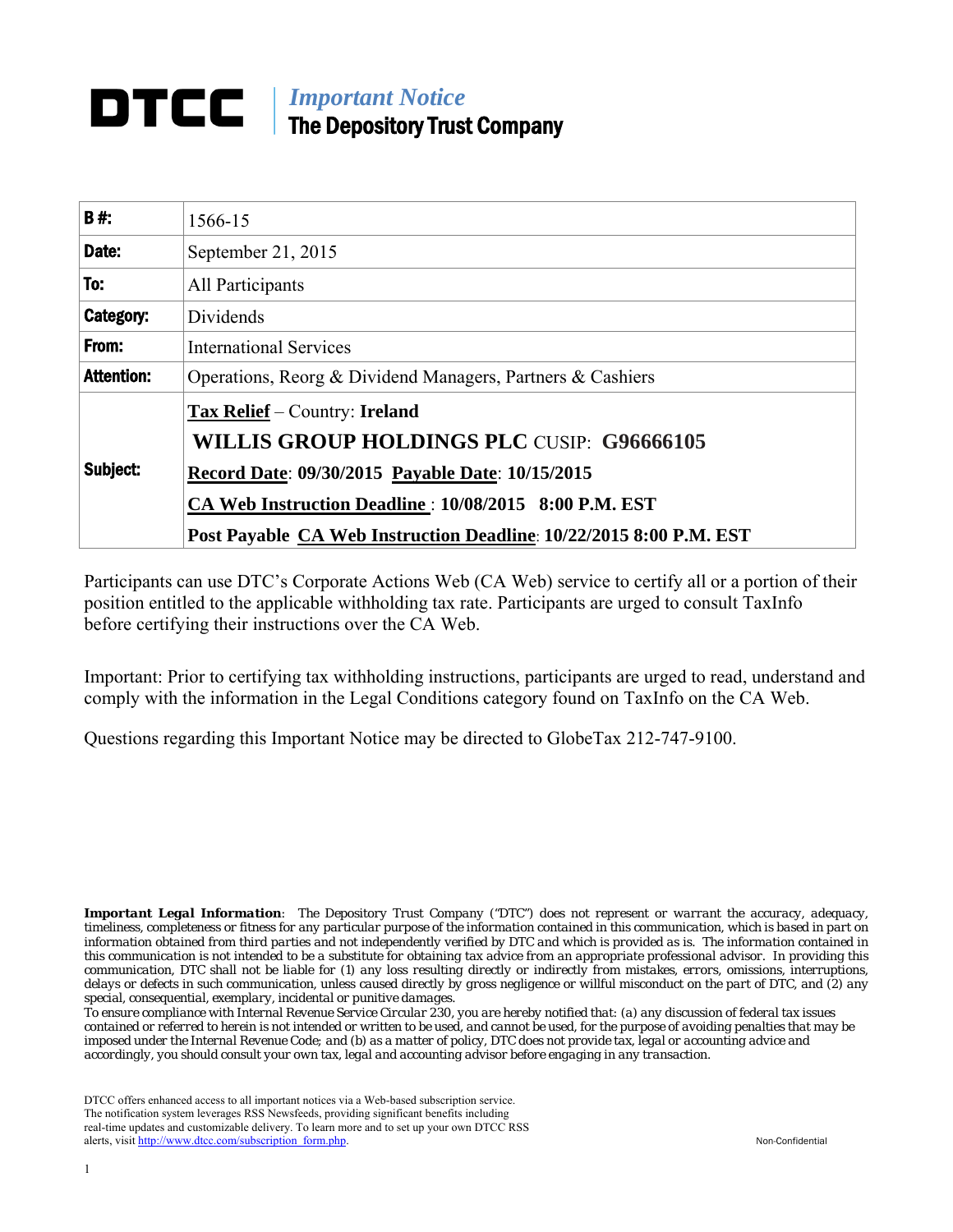# DTCC | *Important Notice*
## The Depository Trust Company

| | |
|---|---|
| **B #:** | 1566-15 |
| **Date:** | September 21, 2015 |
| **To:** | All Participants |
| **Category:** | Dividends |
| **From:** | International Services |
| **Attention:** | Operations, Reorg & Dividend Managers, Partners & Cashiers |
| **Subject:** | **Tax Relief** – Country: **Ireland**<br>**WILLIS GROUP HOLDINGS PLC** CUSIP: **G96666105**<br>**Record Date**: **09/30/2015** **Payable Date**: **10/15/2015**<br>**CA Web Instruction Deadline** : **10/08/2015 8:00 P.M. EST**<br>**Post Payable CA Web Instruction Deadline**: **10/22/2015 8:00 P.M. EST** |

Participants can use DTC's Corporate Actions Web (CA Web) service to certify all or a portion of their position entitled to the applicable withholding tax rate. Participants are urged to consult TaxInfo before certifying their instructions over the CA Web.

Important: Prior to certifying tax withholding instructions, participants are urged to read, understand and comply with the information in the Legal Conditions category found on TaxInfo on the CA Web.

Questions regarding this Important Notice may be directed to GlobeTax 212-747-9100.

*__Important Legal Information__: The Depository Trust Company ("DTC") does not represent or warrant the accuracy, adequacy, timeliness, completeness or fitness for any particular purpose of the information contained in this communication, which is based in part on information obtained from third parties and not independently verified by DTC and which is provided as is. The information contained in this communication is not intended to be a substitute for obtaining tax advice from an appropriate professional advisor. In providing this communication, DTC shall not be liable for (1) any loss resulting directly or indirectly from mistakes, errors, omissions, interruptions, delays or defects in such communication, unless caused directly by gross negligence or willful misconduct on the part of DTC, and (2) any special, consequential, exemplary, incidental or punitive damages.*

*To ensure compliance with Internal Revenue Service Circular 230, you are hereby notified that: (a) any discussion of federal tax issues contained or referred to herein is not intended or written to be used, and cannot be used, for the purpose of avoiding penalties that may be imposed under the Internal Revenue Code; and (b) as a matter of policy, DTC does not provide tax, legal or accounting advice and accordingly, you should consult your own tax, legal and accounting advisor before engaging in any transaction.*

DTCC offers enhanced access to all important notices via a Web-based subscription service. The notification system leverages RSS Newsfeeds, providing significant benefits including real-time updates and customizable delivery. To learn more and to set up your own DTCC RSS alerts, visit http://www.dtcc.com/subscription_form.php.

Non-Confidential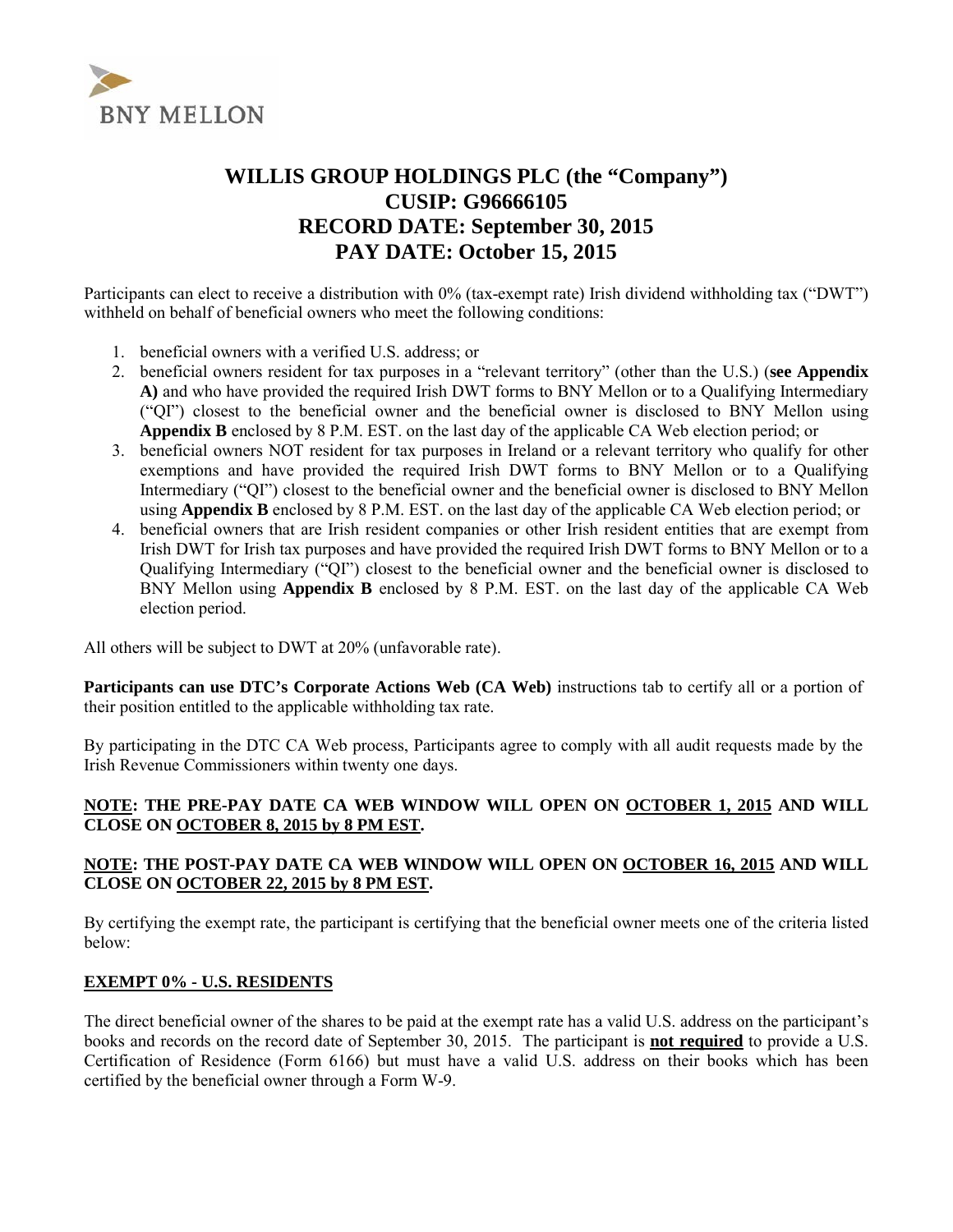BNY MELLON

# WILLIS GROUP HOLDINGS PLC (the "Company")
# CUSIP: G96666105
# RECORD DATE: September 30, 2015
# PAY DATE: October 15, 2015

Participants can elect to receive a distribution with 0% (tax-exempt rate) Irish dividend withholding tax ("DWT") withheld on behalf of beneficial owners who meet the following conditions:

1. beneficial owners with a verified U.S. address; or
2. beneficial owners resident for tax purposes in a "relevant territory" (other than the U.S.) (**see Appendix A)** and who have provided the required Irish DWT forms to BNY Mellon or to a Qualifying Intermediary ("QI") closest to the beneficial owner and the beneficial owner is disclosed to BNY Mellon using **Appendix B** enclosed by 8 P.M. EST. on the last day of the applicable CA Web election period; or
3. beneficial owners NOT resident for tax purposes in Ireland or a relevant territory who qualify for other exemptions and have provided the required Irish DWT forms to BNY Mellon or to a Qualifying Intermediary ("QI") closest to the beneficial owner and the beneficial owner is disclosed to BNY Mellon using **Appendix B** enclosed by 8 P.M. EST. on the last day of the applicable CA Web election period; or
4. beneficial owners that are Irish resident companies or other Irish resident entities that are exempt from Irish DWT for Irish tax purposes and have provided the required Irish DWT forms to BNY Mellon or to a Qualifying Intermediary ("QI") closest to the beneficial owner and the beneficial owner is disclosed to BNY Mellon using **Appendix B** enclosed by 8 P.M. EST. on the last day of the applicable CA Web election period.

All others will be subject to DWT at 20% (unfavorable rate).

**Participants can use DTC's Corporate Actions Web (CA Web)** instructions tab to certify all or a portion of their position entitled to the applicable withholding tax rate.

By participating in the DTC CA Web process, Participants agree to comply with all audit requests made by the Irish Revenue Commissioners within twenty one days.

**NOTE: THE PRE-PAY DATE CA WEB WINDOW WILL OPEN ON OCTOBER 1, 2015 AND WILL CLOSE ON OCTOBER 8, 2015 by 8 PM EST.**

**NOTE: THE POST-PAY DATE CA WEB WINDOW WILL OPEN ON OCTOBER 16, 2015 AND WILL CLOSE ON OCTOBER 22, 2015 by 8 PM EST.**

By certifying the exempt rate, the participant is certifying that the beneficial owner meets one of the criteria listed below:

**EXEMPT 0% - U.S. RESIDENTS**

The direct beneficial owner of the shares to be paid at the exempt rate has a valid U.S. address on the participant's books and records on the record date of September 30, 2015. The participant is **not required** to provide a U.S. Certification of Residence (Form 6166) but must have a valid U.S. address on their books which has been certified by the beneficial owner through a Form W-9.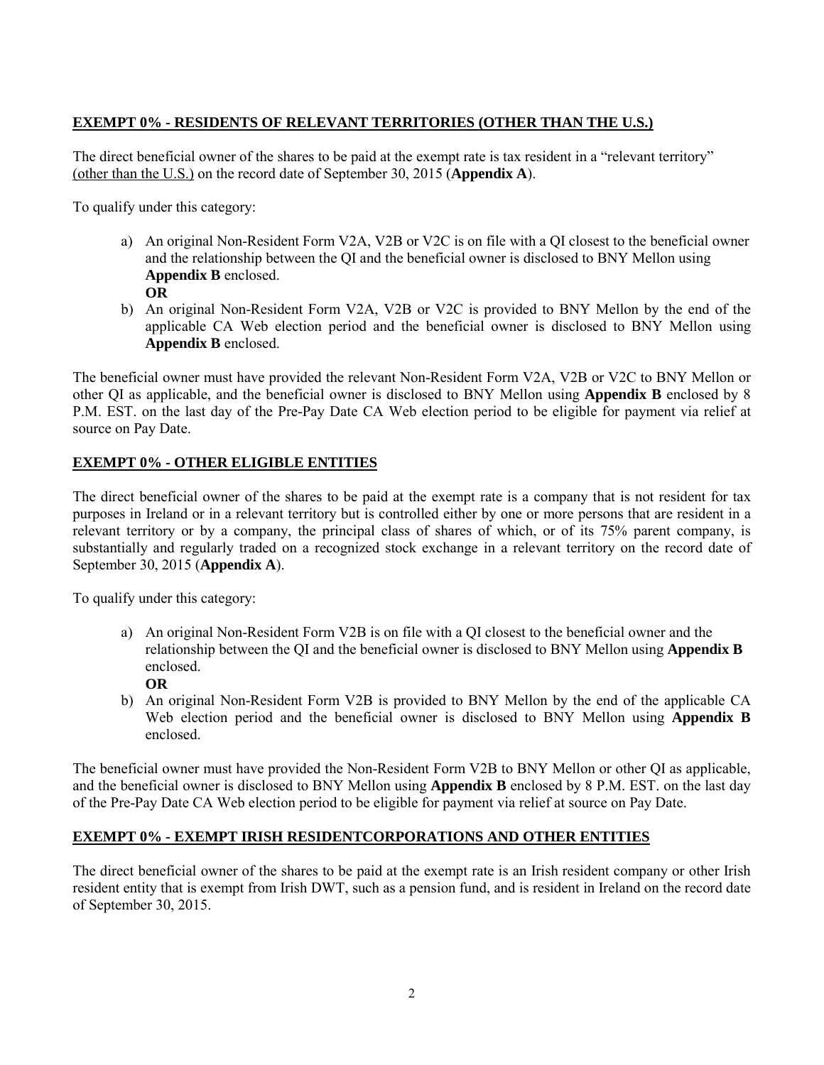## EXEMPT 0% - RESIDENTS OF RELEVANT TERRITORIES (OTHER THAN THE U.S.)

The direct beneficial owner of the shares to be paid at the exempt rate is tax resident in a "relevant territory" (other than the U.S.) on the record date of September 30, 2015 (**Appendix A**).

To qualify under this category:

a) An original Non-Resident Form V2A, V2B or V2C is on file with a QI closest to the beneficial owner and the relationship between the QI and the beneficial owner is disclosed to BNY Mellon using **Appendix B** enclosed.
   **OR**
b) An original Non-Resident Form V2A, V2B or V2C is provided to BNY Mellon by the end of the applicable CA Web election period and the beneficial owner is disclosed to BNY Mellon using **Appendix B** enclosed.

The beneficial owner must have provided the relevant Non-Resident Form V2A, V2B or V2C to BNY Mellon or other QI as applicable, and the beneficial owner is disclosed to BNY Mellon using **Appendix B** enclosed by 8 P.M. EST. on the last day of the Pre-Pay Date CA Web election period to be eligible for payment via relief at source on Pay Date.

## EXEMPT 0% - OTHER ELIGIBLE ENTITIES

The direct beneficial owner of the shares to be paid at the exempt rate is a company that is not resident for tax purposes in Ireland or in a relevant territory but is controlled either by one or more persons that are resident in a relevant territory or by a company, the principal class of shares of which, or of its 75% parent company, is substantially and regularly traded on a recognized stock exchange in a relevant territory on the record date of September 30, 2015 (**Appendix A**).

To qualify under this category:

a) An original Non-Resident Form V2B is on file with a QI closest to the beneficial owner and the relationship between the QI and the beneficial owner is disclosed to BNY Mellon using **Appendix B** enclosed.
   **OR**
b) An original Non-Resident Form V2B is provided to BNY Mellon by the end of the applicable CA Web election period and the beneficial owner is disclosed to BNY Mellon using **Appendix B** enclosed.

The beneficial owner must have provided the Non-Resident Form V2B to BNY Mellon or other QI as applicable, and the beneficial owner is disclosed to BNY Mellon using **Appendix B** enclosed by 8 P.M. EST. on the last day of the Pre-Pay Date CA Web election period to be eligible for payment via relief at source on Pay Date.

## EXEMPT 0% - EXEMPT IRISH RESIDENTCORPORATIONS AND OTHER ENTITIES

The direct beneficial owner of the shares to be paid at the exempt rate is an Irish resident company or other Irish resident entity that is exempt from Irish DWT, such as a pension fund, and is resident in Ireland on the record date of September 30, 2015.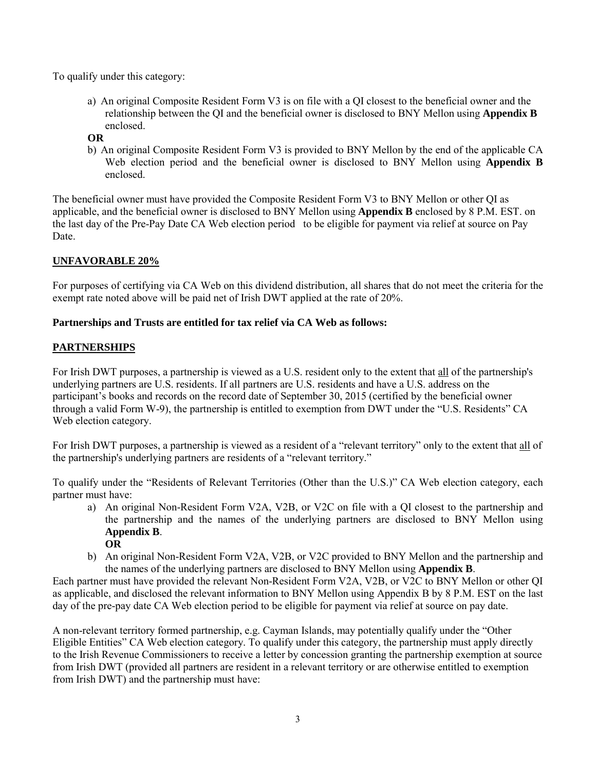To qualify under this category:

a) An original Composite Resident Form V3 is on file with a QI closest to the beneficial owner and the relationship between the QI and the beneficial owner is disclosed to BNY Mellon using **Appendix B** enclosed.

**OR**

b) An original Composite Resident Form V3 is provided to BNY Mellon by the end of the applicable CA Web election period and the beneficial owner is disclosed to BNY Mellon using **Appendix B** enclosed.

The beneficial owner must have provided the Composite Resident Form V3 to BNY Mellon or other QI as applicable, and the beneficial owner is disclosed to BNY Mellon using **Appendix B** enclosed by 8 P.M. EST. on the last day of the Pre-Pay Date CA Web election period to be eligible for payment via relief at source on Pay Date.

## UNFAVORABLE 20%

For purposes of certifying via CA Web on this dividend distribution, all shares that do not meet the criteria for the exempt rate noted above will be paid net of Irish DWT applied at the rate of 20%.

**Partnerships and Trusts are entitled for tax relief via CA Web as follows:**

## PARTNERSHIPS

For Irish DWT purposes, a partnership is viewed as a U.S. resident only to the extent that all of the partnership's underlying partners are U.S. residents. If all partners are U.S. residents and have a U.S. address on the participant's books and records on the record date of September 30, 2015 (certified by the beneficial owner through a valid Form W-9), the partnership is entitled to exemption from DWT under the "U.S. Residents" CA Web election category.

For Irish DWT purposes, a partnership is viewed as a resident of a "relevant territory" only to the extent that all of the partnership's underlying partners are residents of a "relevant territory."

To qualify under the "Residents of Relevant Territories (Other than the U.S.)" CA Web election category, each partner must have:

a) An original Non-Resident Form V2A, V2B, or V2C on file with a QI closest to the partnership and the partnership and the names of the underlying partners are disclosed to BNY Mellon using **Appendix B**.

**OR**

b) An original Non-Resident Form V2A, V2B, or V2C provided to BNY Mellon and the partnership and the names of the underlying partners are disclosed to BNY Mellon using **Appendix B**.

Each partner must have provided the relevant Non-Resident Form V2A, V2B, or V2C to BNY Mellon or other QI as applicable, and disclosed the relevant information to BNY Mellon using Appendix B by 8 P.M. EST on the last day of the pre-pay date CA Web election period to be eligible for payment via relief at source on pay date.

A non-relevant territory formed partnership, e.g. Cayman Islands, may potentially qualify under the "Other Eligible Entities" CA Web election category. To qualify under this category, the partnership must apply directly to the Irish Revenue Commissioners to receive a letter by concession granting the partnership exemption at source from Irish DWT (provided all partners are resident in a relevant territory or are otherwise entitled to exemption from Irish DWT) and the partnership must have: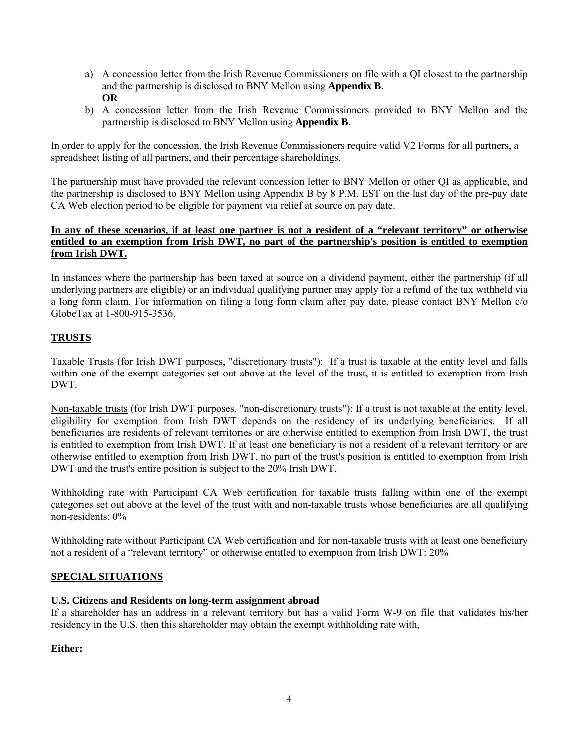a) A concession letter from the Irish Revenue Commissioners on file with a QI closest to the partnership and the partnership is disclosed to BNY Mellon using **Appendix B**.
   **OR**
b) A concession letter from the Irish Revenue Commissioners provided to BNY Mellon and the partnership is disclosed to BNY Mellon using **Appendix B**.

In order to apply for the concession, the Irish Revenue Commissioners require valid V2 Forms for all partners, a spreadsheet listing of all partners, and their percentage shareholdings.

The partnership must have provided the relevant concession letter to BNY Mellon or other QI as applicable, and the partnership is disclosed to BNY Mellon using Appendix B by 8 P.M. EST on the last day of the pre-pay date CA Web election period to be eligible for payment via relief at source on pay date.

**In any of these scenarios, if at least one partner is not a resident of a "relevant territory" or otherwise entitled to an exemption from Irish DWT, no part of the partnership's position is entitled to exemption from Irish DWT.**

In instances where the partnership has been taxed at source on a dividend payment, either the partnership (if all underlying partners are eligible) or an individual qualifying partner may apply for a refund of the tax withheld via a long form claim. For information on filing a long form claim after pay date, please contact BNY Mellon c/o GlobeTax at 1-800-915-3536.

## TRUSTS

Taxable Trusts (for Irish DWT purposes, "discretionary trusts"): If a trust is taxable at the entity level and falls within one of the exempt categories set out above at the level of the trust, it is entitled to exemption from Irish DWT.

Non-taxable trusts (for Irish DWT purposes, "non-discretionary trusts"): If a trust is not taxable at the entity level, eligibility for exemption from Irish DWT depends on the residency of its underlying beneficiaries. If all beneficiaries are residents of relevant territories or are otherwise entitled to exemption from Irish DWT, the trust is entitled to exemption from Irish DWT. If at least one beneficiary is not a resident of a relevant territory or are otherwise entitled to exemption from Irish DWT, no part of the trust's position is entitled to exemption from Irish DWT and the trust's entire position is subject to the 20% Irish DWT.

Withholding rate with Participant CA Web certification for taxable trusts falling within one of the exempt categories set out above at the level of the trust with and non-taxable trusts whose beneficiaries are all qualifying non-residents: 0%

Withholding rate without Participant CA Web certification and for non-taxable trusts with at least one beneficiary not a resident of a "relevant territory" or otherwise entitled to exemption from Irish DWT: 20%

## SPECIAL SITUATIONS

**U.S. Citizens and Residents on long-term assignment abroad**

If a shareholder has an address in a relevant territory but has a valid Form W-9 on file that validates his/her residency in the U.S. then this shareholder may obtain the exempt withholding rate with,

**Either:**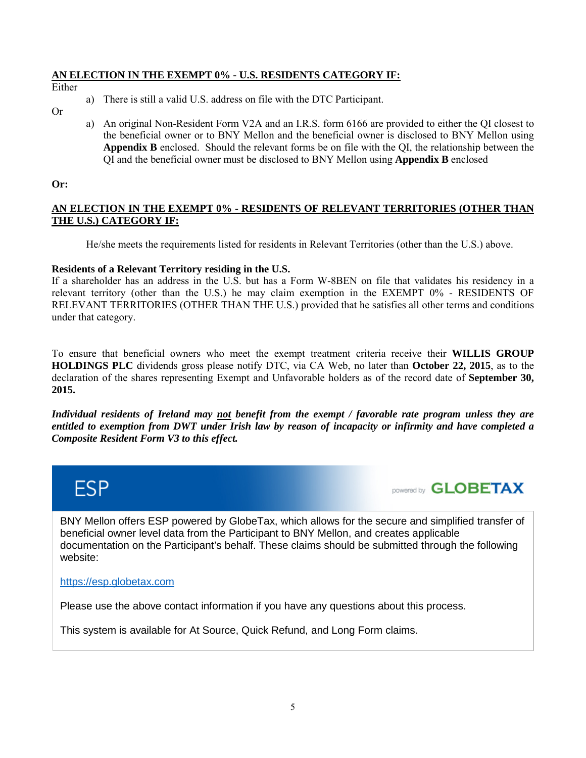**AN ELECTION IN THE EXEMPT 0% - U.S. RESIDENTS CATEGORY IF:**

Either

a) There is still a valid U.S. address on file with the DTC Participant.

Or

a) An original Non-Resident Form V2A and an I.R.S. form 6166 are provided to either the QI closest to the beneficial owner or to BNY Mellon and the beneficial owner is disclosed to BNY Mellon using **Appendix B** enclosed. Should the relevant forms be on file with the QI, the relationship between the QI and the beneficial owner must be disclosed to BNY Mellon using **Appendix B** enclosed

**Or:**

**AN ELECTION IN THE EXEMPT 0% - RESIDENTS OF RELEVANT TERRITORIES (OTHER THAN THE U.S.) CATEGORY IF:**

He/she meets the requirements listed for residents in Relevant Territories (other than the U.S.) above.

**Residents of a Relevant Territory residing in the U.S.**

If a shareholder has an address in the U.S. but has a Form W-8BEN on file that validates his residency in a relevant territory (other than the U.S.) he may claim exemption in the EXEMPT 0% - RESIDENTS OF RELEVANT TERRITORIES (OTHER THAN THE U.S.) provided that he satisfies all other terms and conditions under that category.

To ensure that beneficial owners who meet the exempt treatment criteria receive their **WILLIS GROUP HOLDINGS PLC** dividends gross please notify DTC, via CA Web, no later than **October 22, 2015**, as to the declaration of the shares representing Exempt and Unfavorable holders as of the record date of **September 30, 2015.**

***Individual residents of Ireland may not benefit from the exempt / favorable rate program unless they are entitled to exemption from DWT under Irish law by reason of incapacity or infirmity and have completed a Composite Resident Form V3 to this effect.***

**ESP** powered by **GLOBETAX**

BNY Mellon offers ESP powered by GlobeTax, which allows for the secure and simplified transfer of beneficial owner level data from the Participant to BNY Mellon, and creates applicable documentation on the Participant's behalf. These claims should be submitted through the following website:

https://esp.globetax.com

Please use the above contact information if you have any questions about this process.

This system is available for At Source, Quick Refund, and Long Form claims.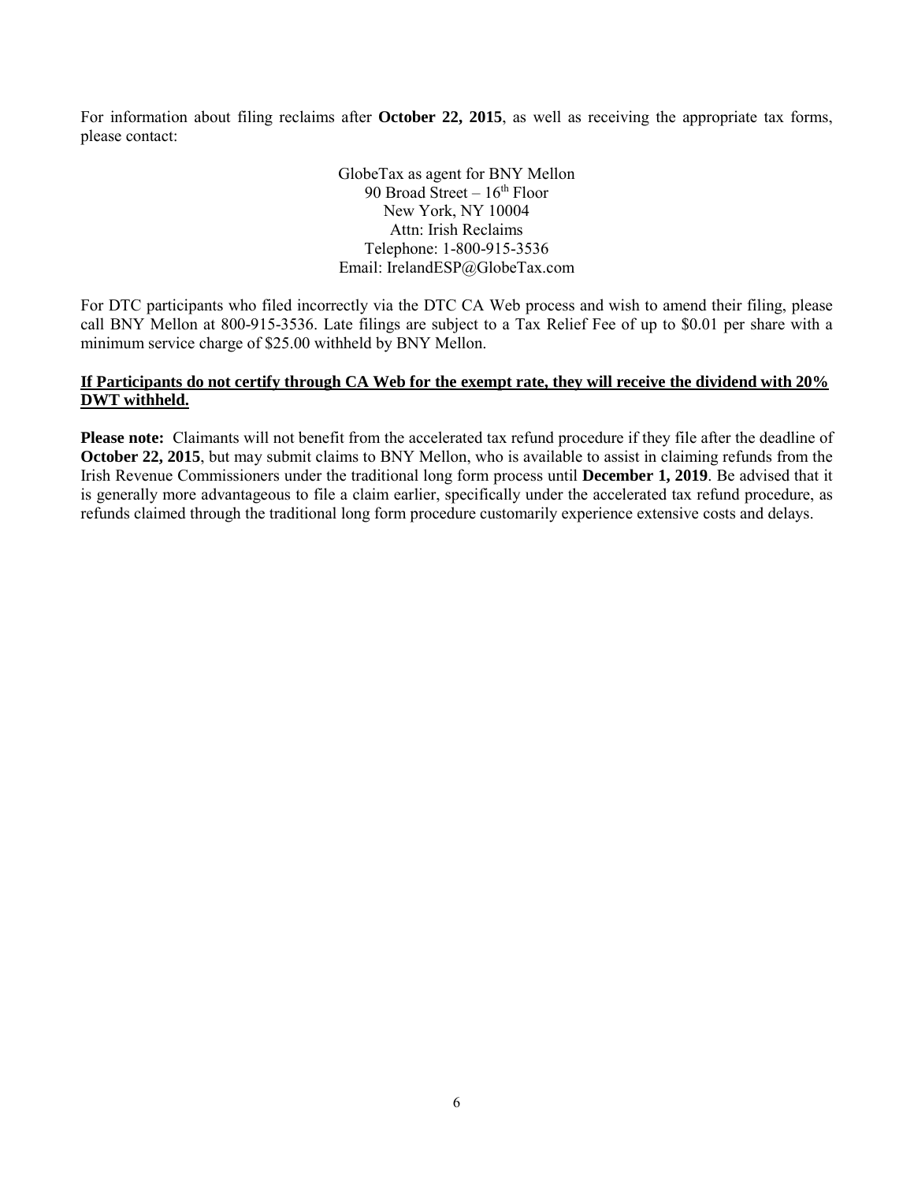For information about filing reclaims after **October 22, 2015**, as well as receiving the appropriate tax forms, please contact:

GlobeTax as agent for BNY Mellon  
90 Broad Street – 16th Floor  
New York, NY 10004  
Attn: Irish Reclaims  
Telephone: 1-800-915-3536  
Email: IrelandESP@GlobeTax.com

For DTC participants who filed incorrectly via the DTC CA Web process and wish to amend their filing, please call BNY Mellon at 800-915-3536. Late filings are subject to a Tax Relief Fee of up to $0.01 per share with a minimum service charge of $25.00 withheld by BNY Mellon.

**<u>If Participants do not certify through CA Web for the exempt rate, they will receive the dividend with 20% DWT withheld.</u>**

**Please note:** Claimants will not benefit from the accelerated tax refund procedure if they file after the deadline of **October 22, 2015**, but may submit claims to BNY Mellon, who is available to assist in claiming refunds from the Irish Revenue Commissioners under the traditional long form process until **December 1, 2019**. Be advised that it is generally more advantageous to file a claim earlier, specifically under the accelerated tax refund procedure, as refunds claimed through the traditional long form procedure customarily experience extensive costs and delays.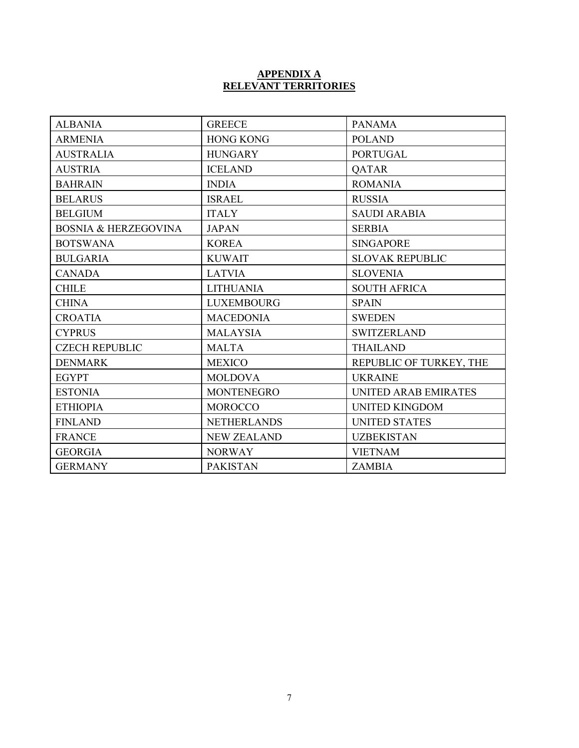**APPENDIX A**
**RELEVANT TERRITORIES**

| | | |
|---|---|---|
| ALBANIA | GREECE | PANAMA |
| ARMENIA | HONG KONG | POLAND |
| AUSTRALIA | HUNGARY | PORTUGAL |
| AUSTRIA | ICELAND | QATAR |
| BAHRAIN | INDIA | ROMANIA |
| BELARUS | ISRAEL | RUSSIA |
| BELGIUM | ITALY | SAUDI ARABIA |
| BOSNIA & HERZEGOVINA | JAPAN | SERBIA |
| BOTSWANA | KOREA | SINGAPORE |
| BULGARIA | KUWAIT | SLOVAK REPUBLIC |
| CANADA | LATVIA | SLOVENIA |
| CHILE | LITHUANIA | SOUTH AFRICA |
| CHINA | LUXEMBOURG | SPAIN |
| CROATIA | MACEDONIA | SWEDEN |
| CYPRUS | MALAYSIA | SWITZERLAND |
| CZECH REPUBLIC | MALTA | THAILAND |
| DENMARK | MEXICO | REPUBLIC OF TURKEY, THE |
| EGYPT | MOLDOVA | UKRAINE |
| ESTONIA | MONTENEGRO | UNITED ARAB EMIRATES |
| ETHIOPIA | MOROCCO | UNITED KINGDOM |
| FINLAND | NETHERLANDS | UNITED STATES |
| FRANCE | NEW ZEALAND | UZBEKISTAN |
| GEORGIA | NORWAY | VIETNAM |
| GERMANY | PAKISTAN | ZAMBIA |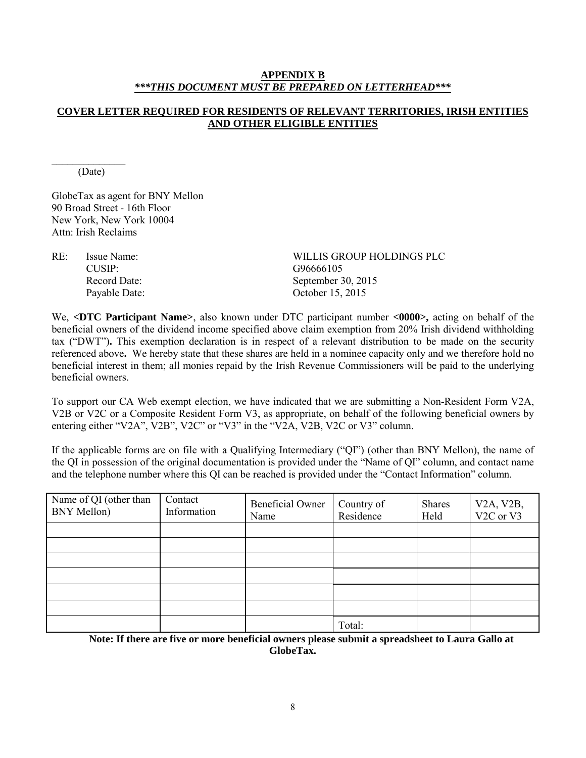**APPENDIX B**
***\*\*\*THIS DOCUMENT MUST BE PREPARED ON LETTERHEAD\*\*\****

**COVER LETTER REQUIRED FOR RESIDENTS OF RELEVANT TERRITORIES, IRISH ENTITIES AND OTHER ELIGIBLE ENTITIES**

______________
(Date)

GlobeTax as agent for BNY Mellon
90 Broad Street - 16th Floor
New York, New York 10004
Attn: Irish Reclaims

RE: Issue Name: WILLIS GROUP HOLDINGS PLC
CUSIP: G96666105
Record Date: September 30, 2015
Payable Date: October 15, 2015

We, **<DTC Participant Name>**, also known under DTC participant number **<0000>,** acting on behalf of the beneficial owners of the dividend income specified above claim exemption from 20% Irish dividend withholding tax ("DWT")**.** This exemption declaration is in respect of a relevant distribution to be made on the security referenced above**.** We hereby state that these shares are held in a nominee capacity only and we therefore hold no beneficial interest in them; all monies repaid by the Irish Revenue Commissioners will be paid to the underlying beneficial owners.

To support our CA Web exempt election, we have indicated that we are submitting a Non-Resident Form V2A, V2B or V2C or a Composite Resident Form V3, as appropriate, on behalf of the following beneficial owners by entering either "V2A", V2B", V2C" or "V3" in the "V2A, V2B, V2C or V3" column.

If the applicable forms are on file with a Qualifying Intermediary ("QI") (other than BNY Mellon), the name of the QI in possession of the original documentation is provided under the "Name of QI" column, and contact name and the telephone number where this QI can be reached is provided under the "Contact Information" column.

| Name of QI (other than BNY Mellon) | Contact Information | Beneficial Owner Name | Country of Residence | Shares Held | V2A, V2B, V2C or V3 |
|---|---|---|---|---|---|
| | | | | | |
| | | | | | |
| | | | | | |
| | | | | | |
| | | | | | |
| | | | | | |
| | | | Total: | | |

**Note: If there are five or more beneficial owners please submit a spreadsheet to Laura Gallo at GlobeTax.**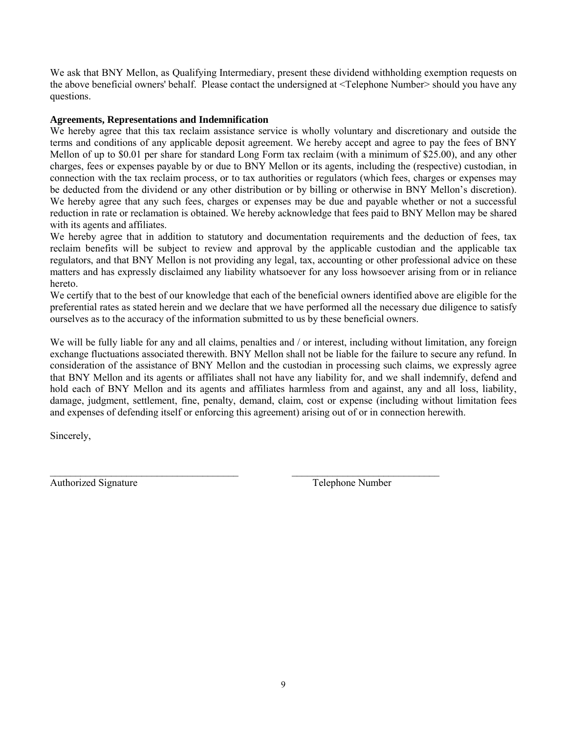We ask that BNY Mellon, as Qualifying Intermediary, present these dividend withholding exemption requests on the above beneficial owners' behalf. Please contact the undersigned at <Telephone Number> should you have any questions.

**Agreements, Representations and Indemnification**

We hereby agree that this tax reclaim assistance service is wholly voluntary and discretionary and outside the terms and conditions of any applicable deposit agreement. We hereby accept and agree to pay the fees of BNY Mellon of up to $0.01 per share for standard Long Form tax reclaim (with a minimum of $25.00), and any other charges, fees or expenses payable by or due to BNY Mellon or its agents, including the (respective) custodian, in connection with the tax reclaim process, or to tax authorities or regulators (which fees, charges or expenses may be deducted from the dividend or any other distribution or by billing or otherwise in BNY Mellon's discretion). We hereby agree that any such fees, charges or expenses may be due and payable whether or not a successful reduction in rate or reclamation is obtained. We hereby acknowledge that fees paid to BNY Mellon may be shared with its agents and affiliates.

We hereby agree that in addition to statutory and documentation requirements and the deduction of fees, tax reclaim benefits will be subject to review and approval by the applicable custodian and the applicable tax regulators, and that BNY Mellon is not providing any legal, tax, accounting or other professional advice on these matters and has expressly disclaimed any liability whatsoever for any loss howsoever arising from or in reliance hereto.

We certify that to the best of our knowledge that each of the beneficial owners identified above are eligible for the preferential rates as stated herein and we declare that we have performed all the necessary due diligence to satisfy ourselves as to the accuracy of the information submitted to us by these beneficial owners.

We will be fully liable for any and all claims, penalties and / or interest, including without limitation, any foreign exchange fluctuations associated therewith. BNY Mellon shall not be liable for the failure to secure any refund. In consideration of the assistance of BNY Mellon and the custodian in processing such claims, we expressly agree that BNY Mellon and its agents or affiliates shall not have any liability for, and we shall indemnify, defend and hold each of BNY Mellon and its agents and affiliates harmless from and against, any and all loss, liability, damage, judgment, settlement, fine, penalty, demand, claim, cost or expense (including without limitation fees and expenses of defending itself or enforcing this agreement) arising out of or in connection herewith.

Sincerely,

______________________________________ ______________________________

Authorized Signature Telephone Number